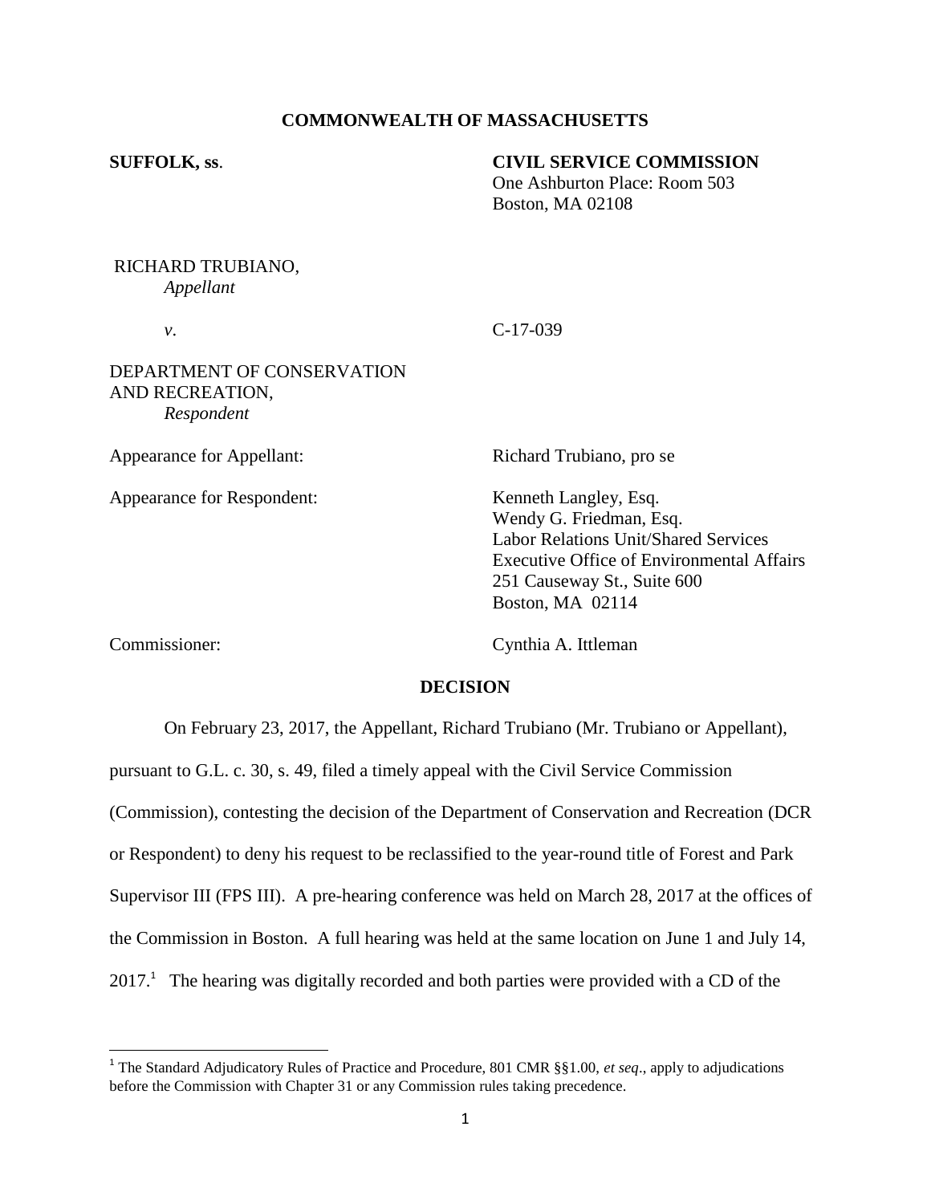**COMMONWEALTH OF MASSACHUSETTS**

**SUFFOLK, ss.**

**CIVIL SERVICE COMMISSION**
One Ashburton Place: Room 503
Boston, MA 02108

RICHARD TRUBIANO,
*Appellant*

*v.*

C-17-039

DEPARTMENT OF CONSERVATION AND RECREATION,
*Respondent*

Appearance for Appellant: Richard Trubiano, pro se

Appearance for Respondent: Kenneth Langley, Esq.
Wendy G. Friedman, Esq.
Labor Relations Unit/Shared Services
Executive Office of Environmental Affairs
251 Causeway St., Suite 600
Boston, MA 02114

Commissioner: Cynthia A. Ittleman

**DECISION**

On February 23, 2017, the Appellant, Richard Trubiano (Mr. Trubiano or Appellant), pursuant to G.L. c. 30, s. 49, filed a timely appeal with the Civil Service Commission (Commission), contesting the decision of the Department of Conservation and Recreation (DCR or Respondent) to deny his request to be reclassified to the year-round title of Forest and Park Supervisor III (FPS III). A pre-hearing conference was held on March 28, 2017 at the offices of the Commission in Boston. A full hearing was held at the same location on June 1 and July 14, 2017.[1] The hearing was digitally recorded and both parties were provided with a CD of the

[1] The Standard Adjudicatory Rules of Practice and Procedure, 801 CMR §§1.00, *et seq*., apply to adjudications before the Commission with Chapter 31 or any Commission rules taking precedence.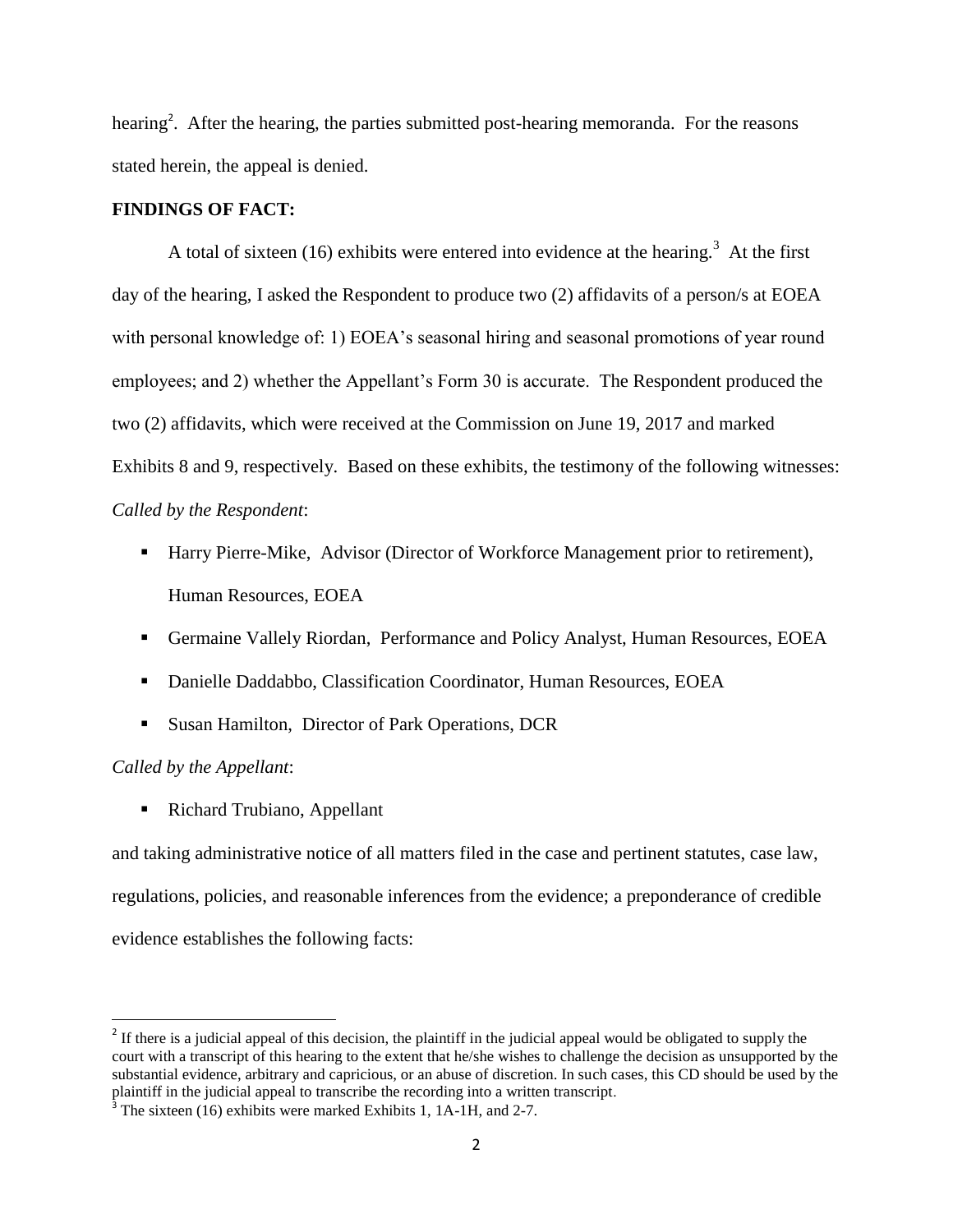hearing[2]. After the hearing, the parties submitted post-hearing memoranda. For the reasons stated herein, the appeal is denied.

**FINDINGS OF FACT:**

A total of sixteen (16) exhibits were entered into evidence at the hearing.[3] At the first day of the hearing, I asked the Respondent to produce two (2) affidavits of a person/s at EOEA with personal knowledge of: 1) EOEA's seasonal hiring and seasonal promotions of year round employees; and 2) whether the Appellant's Form 30 is accurate. The Respondent produced the two (2) affidavits, which were received at the Commission on June 19, 2017 and marked Exhibits 8 and 9, respectively. Based on these exhibits, the testimony of the following witnesses:

*Called by the Respondent*:

- Harry Pierre-Mike, Advisor (Director of Workforce Management prior to retirement), Human Resources, EOEA
- Germaine Vallely Riordan, Performance and Policy Analyst, Human Resources, EOEA
- Danielle Daddabbo, Classification Coordinator, Human Resources, EOEA
- Susan Hamilton, Director of Park Operations, DCR

*Called by the Appellant*:

- Richard Trubiano, Appellant

and taking administrative notice of all matters filed in the case and pertinent statutes, case law, regulations, policies, and reasonable inferences from the evidence; a preponderance of credible evidence establishes the following facts:

---

[2] If there is a judicial appeal of this decision, the plaintiff in the judicial appeal would be obligated to supply the court with a transcript of this hearing to the extent that he/she wishes to challenge the decision as unsupported by the substantial evidence, arbitrary and capricious, or an abuse of discretion. In such cases, this CD should be used by the plaintiff in the judicial appeal to transcribe the recording into a written transcript.

[3] The sixteen (16) exhibits were marked Exhibits 1, 1A-1H, and 2-7.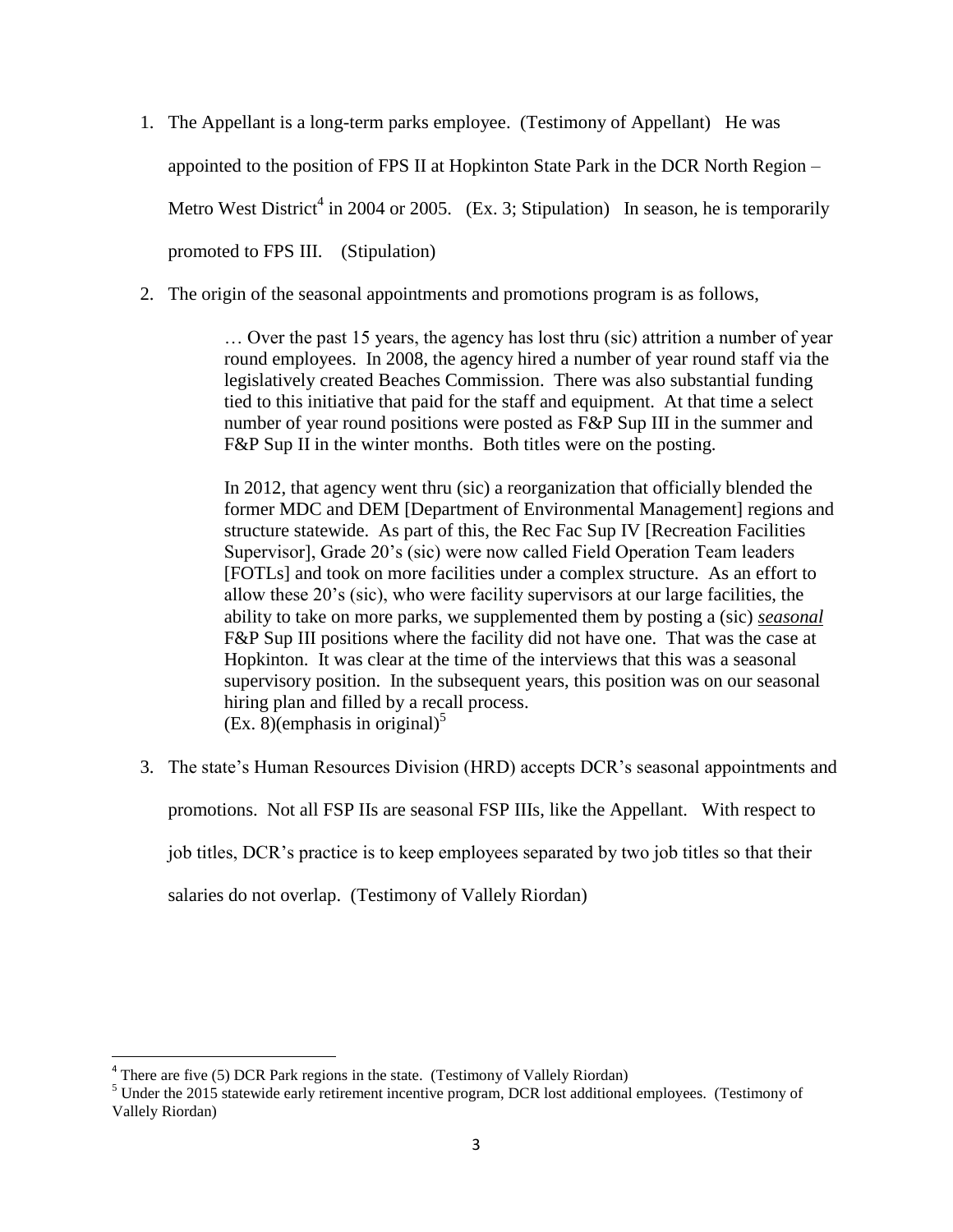1. The Appellant is a long-term parks employee. (Testimony of Appellant) He was appointed to the position of FPS II at Hopkinton State Park in the DCR North Region – Metro West District[4] in 2004 or 2005. (Ex. 3; Stipulation) In season, he is temporarily promoted to FPS III. (Stipulation)

2. The origin of the seasonal appointments and promotions program is as follows,

   > … Over the past 15 years, the agency has lost thru (sic) attrition a number of year round employees. In 2008, the agency hired a number of year round staff via the legislatively created Beaches Commission. There was also substantial funding tied to this initiative that paid for the staff and equipment. At that time a select number of year round positions were posted as F&P Sup III in the summer and F&P Sup II in the winter months. Both titles were on the posting.
   >
   > In 2012, that agency went thru (sic) a reorganization that officially blended the former MDC and DEM [Department of Environmental Management] regions and structure statewide. As part of this, the Rec Fac Sup IV [Recreation Facilities Supervisor], Grade 20's (sic) were now called Field Operation Team leaders [FOTLs] and took on more facilities under a complex structure. As an effort to allow these 20's (sic), who were facility supervisors at our large facilities, the ability to take on more parks, we supplemented them by posting a (sic) ***seasonal*** F&P Sup III positions where the facility did not have one. That was the case at Hopkinton. It was clear at the time of the interviews that this was a seasonal supervisory position. In the subsequent years, this position was on our seasonal hiring plan and filled by a recall process.
   > (Ex. 8)(emphasis in original)[5]

3. The state's Human Resources Division (HRD) accepts DCR's seasonal appointments and promotions. Not all FSP IIs are seasonal FSP IIIs, like the Appellant. With respect to job titles, DCR's practice is to keep employees separated by two job titles so that their salaries do not overlap. (Testimony of Vallely Riordan)

---

[4] There are five (5) DCR Park regions in the state. (Testimony of Vallely Riordan)

[5] Under the 2015 statewide early retirement incentive program, DCR lost additional employees. (Testimony of Vallely Riordan)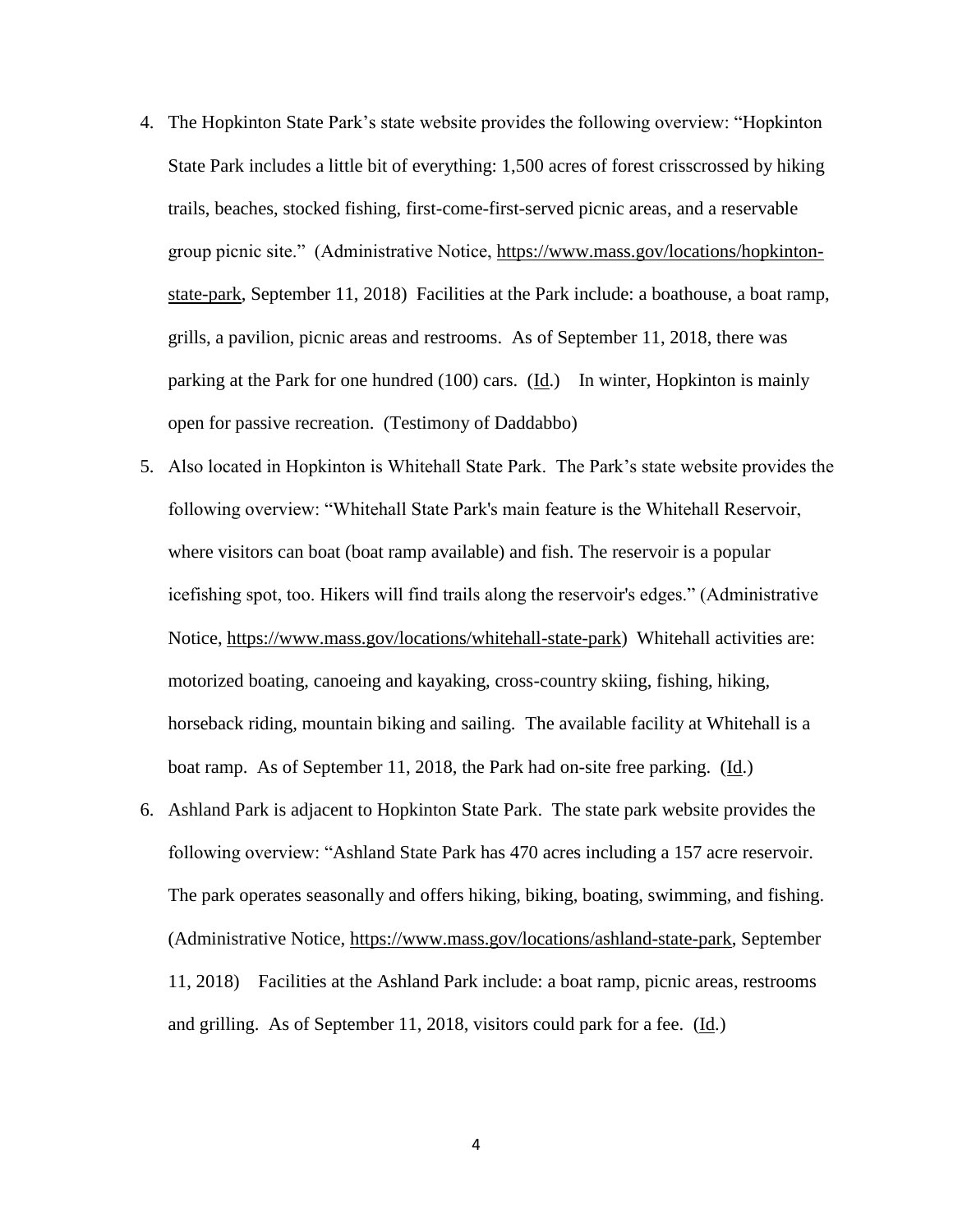4. The Hopkinton State Park's state website provides the following overview: "Hopkinton State Park includes a little bit of everything: 1,500 acres of forest crisscrossed by hiking trails, beaches, stocked fishing, first-come-first-served picnic areas, and a reservable group picnic site." (Administrative Notice, https://www.mass.gov/locations/hopkinton-state-park, September 11, 2018) Facilities at the Park include: a boathouse, a boat ramp, grills, a pavilion, picnic areas and restrooms. As of September 11, 2018, there was parking at the Park for one hundred (100) cars. (Id.) In winter, Hopkinton is mainly open for passive recreation. (Testimony of Daddabbo)
5. Also located in Hopkinton is Whitehall State Park. The Park's state website provides the following overview: "Whitehall State Park's main feature is the Whitehall Reservoir, where visitors can boat (boat ramp available) and fish. The reservoir is a popular icefishing spot, too. Hikers will find trails along the reservoir's edges." (Administrative Notice, https://www.mass.gov/locations/whitehall-state-park) Whitehall activities are: motorized boating, canoeing and kayaking, cross-country skiing, fishing, hiking, horseback riding, mountain biking and sailing. The available facility at Whitehall is a boat ramp. As of September 11, 2018, the Park had on-site free parking. (Id.)
6. Ashland Park is adjacent to Hopkinton State Park. The state park website provides the following overview: "Ashland State Park has 470 acres including a 157 acre reservoir. The park operates seasonally and offers hiking, biking, boating, swimming, and fishing. (Administrative Notice, https://www.mass.gov/locations/ashland-state-park, September 11, 2018) Facilities at the Ashland Park include: a boat ramp, picnic areas, restrooms and grilling. As of September 11, 2018, visitors could park for a fee. (Id.)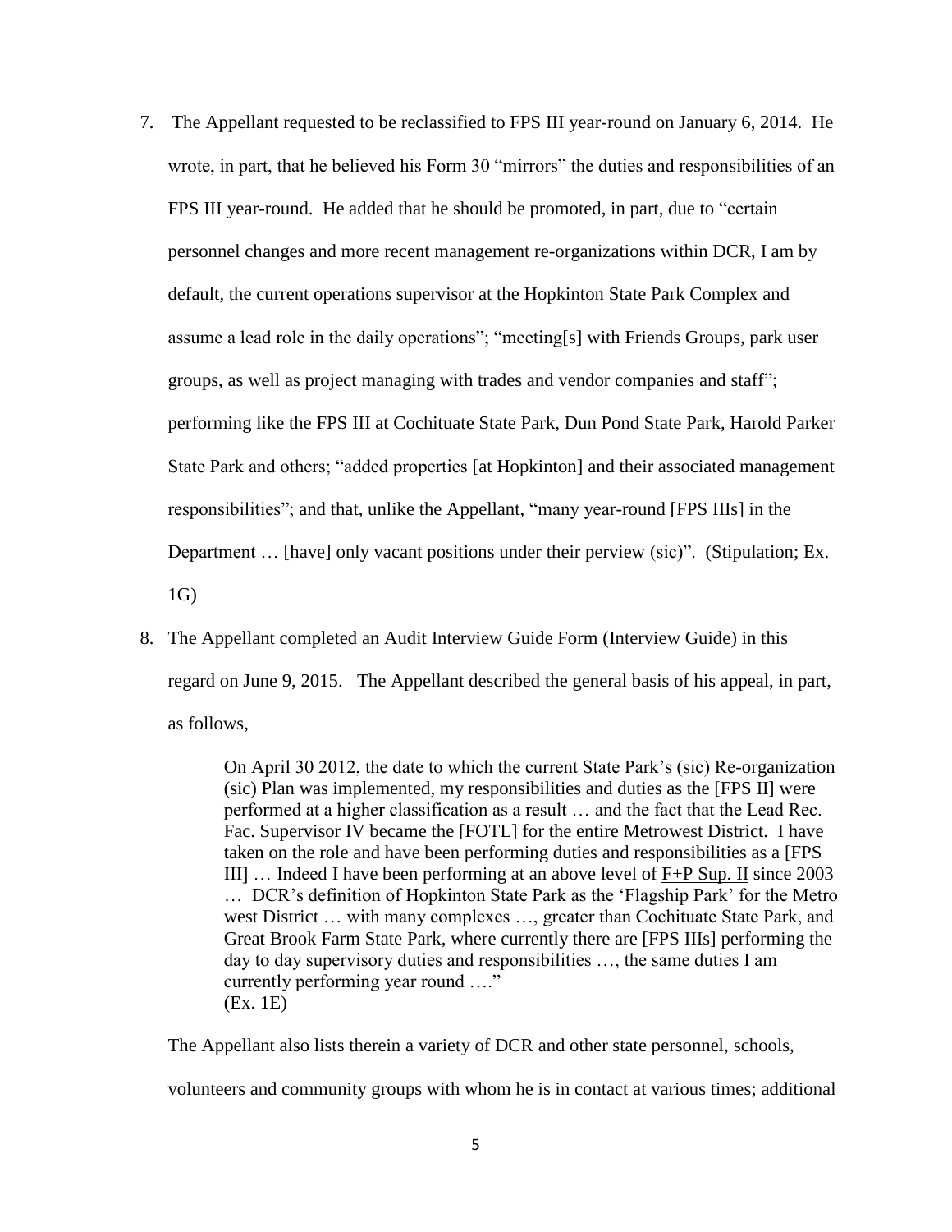7. The Appellant requested to be reclassified to FPS III year-round on January 6, 2014. He wrote, in part, that he believed his Form 30 "mirrors" the duties and responsibilities of an FPS III year-round. He added that he should be promoted, in part, due to "certain personnel changes and more recent management re-organizations within DCR, I am by default, the current operations supervisor at the Hopkinton State Park Complex and assume a lead role in the daily operations"; "meeting[s] with Friends Groups, park user groups, as well as project managing with trades and vendor companies and staff"; performing like the FPS III at Cochituate State Park, Dun Pond State Park, Harold Parker State Park and others; "added properties [at Hopkinton] and their associated management responsibilities"; and that, unlike the Appellant, "many year-round [FPS IIIs] in the Department … [have] only vacant positions under their perview (sic)". (Stipulation; Ex. 1G)

8. The Appellant completed an Audit Interview Guide Form (Interview Guide) in this regard on June 9, 2015. The Appellant described the general basis of his appeal, in part, as follows,

   > On April 30 2012, the date to which the current State Park's (sic) Re-organization (sic) Plan was implemented, my responsibilities and duties as the [FPS II] were performed at a higher classification as a result … and the fact that the Lead Rec. Fac. Supervisor IV became the [FOTL] for the entire Metrowest District. I have taken on the role and have been performing duties and responsibilities as a [FPS III] … Indeed I have been performing at an above level of <u>F+P Sup. II</u> since 2003 … DCR's definition of Hopkinton State Park as the 'Flagship Park' for the Metro west District … with many complexes …, greater than Cochituate State Park, and Great Brook Farm State Park, where currently there are [FPS IIIs] performing the day to day supervisory duties and responsibilities …, the same duties I am currently performing year round …."
   > (Ex. 1E)

   The Appellant also lists therein a variety of DCR and other state personnel, schools, volunteers and community groups with whom he is in contact at various times; additional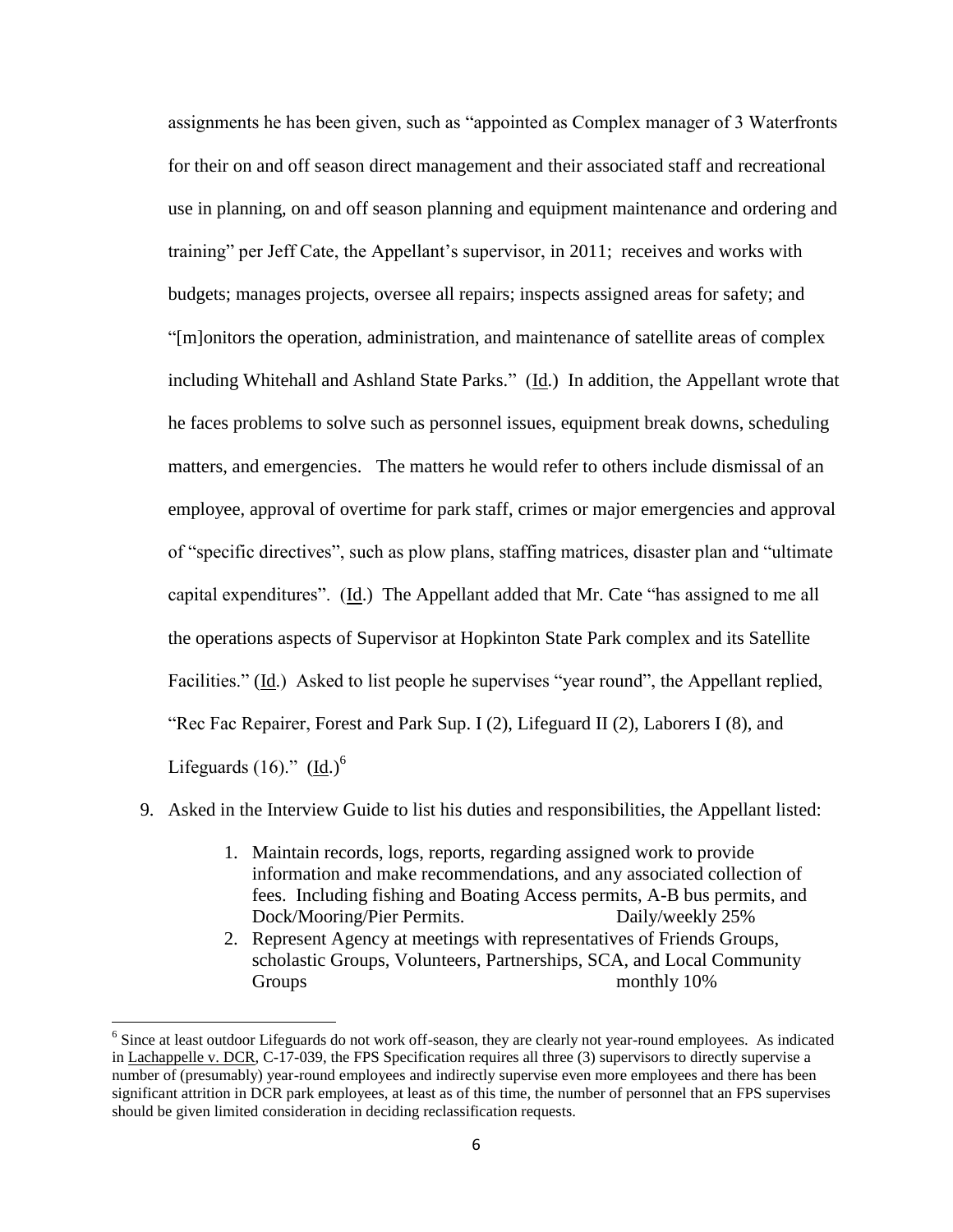assignments he has been given, such as "appointed as Complex manager of 3 Waterfronts for their on and off season direct management and their associated staff and recreational use in planning, on and off season planning and equipment maintenance and ordering and training" per Jeff Cate, the Appellant's supervisor, in 2011; receives and works with budgets; manages projects, oversee all repairs; inspects assigned areas for safety; and "[m]onitors the operation, administration, and maintenance of satellite areas of complex including Whitehall and Ashland State Parks." (Id.) In addition, the Appellant wrote that he faces problems to solve such as personnel issues, equipment break downs, scheduling matters, and emergencies. The matters he would refer to others include dismissal of an employee, approval of overtime for park staff, crimes or major emergencies and approval of "specific directives", such as plow plans, staffing matrices, disaster plan and "ultimate capital expenditures". (Id.) The Appellant added that Mr. Cate "has assigned to me all the operations aspects of Supervisor at Hopkinton State Park complex and its Satellite Facilities." (Id.) Asked to list people he supervises "year round", the Appellant replied, "Rec Fac Repairer, Forest and Park Sup. I (2), Lifeguard II (2), Laborers I (8), and Lifeguards (16)." (Id.)[6]

9. Asked in the Interview Guide to list his duties and responsibilities, the Appellant listed:

    1. Maintain records, logs, reports, regarding assigned work to provide information and make recommendations, and any associated collection of fees. Including fishing and Boating Access permits, A-B bus permits, and Dock/Mooring/Pier Permits. Daily/weekly 25%
    2. Represent Agency at meetings with representatives of Friends Groups, scholastic Groups, Volunteers, Partnerships, SCA, and Local Community Groups monthly 10%

[6] Since at least outdoor Lifeguards do not work off-season, they are clearly not year-round employees. As indicated in Lachappelle v. DCR, C-17-039, the FPS Specification requires all three (3) supervisors to directly supervise a number of (presumably) year-round employees and indirectly supervise even more employees and there has been significant attrition in DCR park employees, at least as of this time, the number of personnel that an FPS supervises should be given limited consideration in deciding reclassification requests.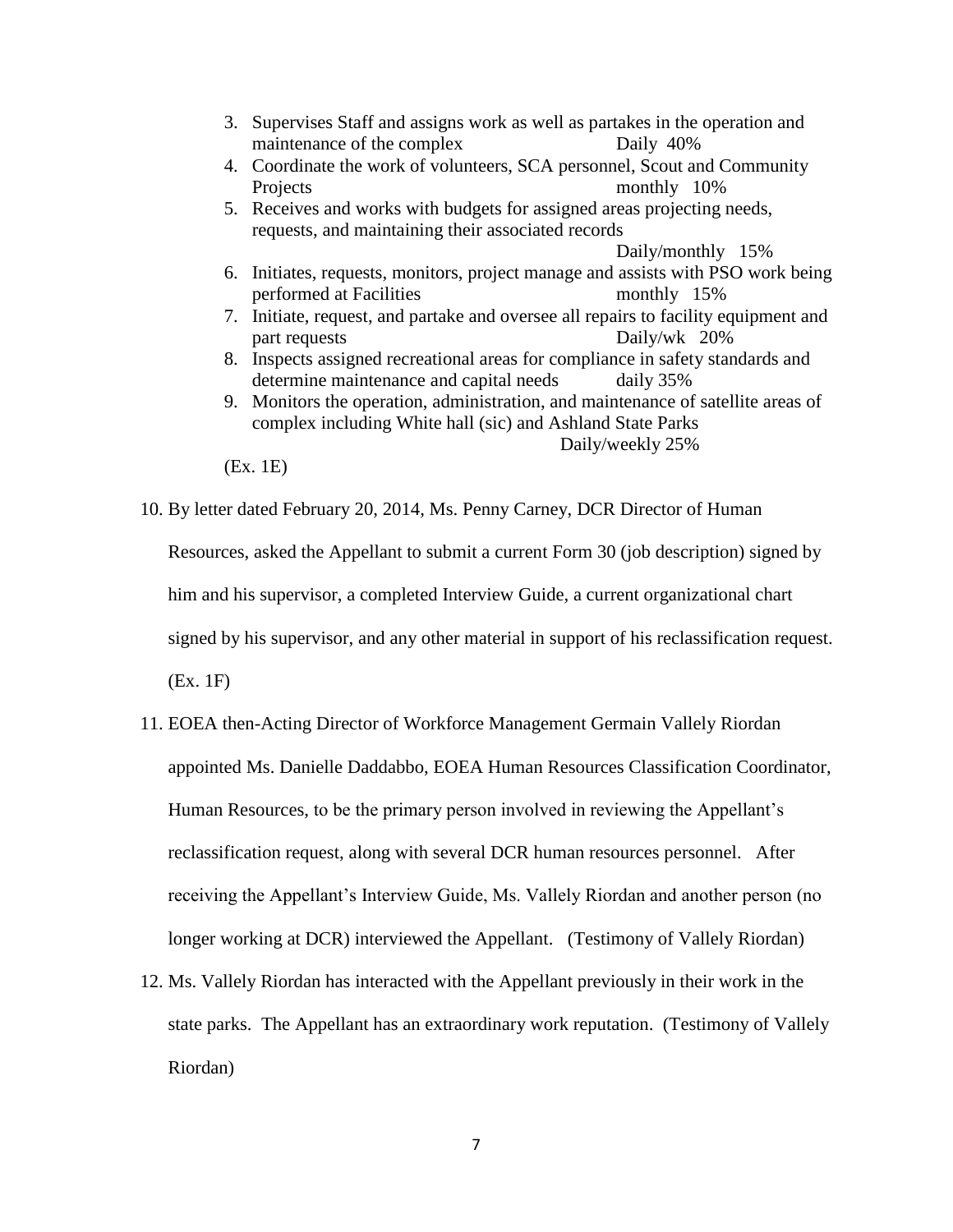3. Supervises Staff and assigns work as well as partakes in the operation and maintenance of the complex Daily 40%
4. Coordinate the work of volunteers, SCA personnel, Scout and Community Projects monthly 10%
5. Receives and works with budgets for assigned areas projecting needs, requests, and maintaining their associated records Daily/monthly 15%
6. Initiates, requests, monitors, project manage and assists with PSO work being performed at Facilities monthly 15%
7. Initiate, request, and partake and oversee all repairs to facility equipment and part requests Daily/wk 20%
8. Inspects assigned recreational areas for compliance in safety standards and determine maintenance and capital needs daily 35%
9. Monitors the operation, administration, and maintenance of satellite areas of complex including White hall (sic) and Ashland State Parks Daily/weekly 25%

(Ex. 1E)

10. By letter dated February 20, 2014, Ms. Penny Carney, DCR Director of Human Resources, asked the Appellant to submit a current Form 30 (job description) signed by him and his supervisor, a completed Interview Guide, a current organizational chart signed by his supervisor, and any other material in support of his reclassification request. (Ex. 1F)
11. EOEA then-Acting Director of Workforce Management Germain Vallely Riordan appointed Ms. Danielle Daddabbo, EOEA Human Resources Classification Coordinator, Human Resources, to be the primary person involved in reviewing the Appellant's reclassification request, along with several DCR human resources personnel. After receiving the Appellant's Interview Guide, Ms. Vallely Riordan and another person (no longer working at DCR) interviewed the Appellant. (Testimony of Vallely Riordan)
12. Ms. Vallely Riordan has interacted with the Appellant previously in their work in the state parks. The Appellant has an extraordinary work reputation. (Testimony of Vallely Riordan)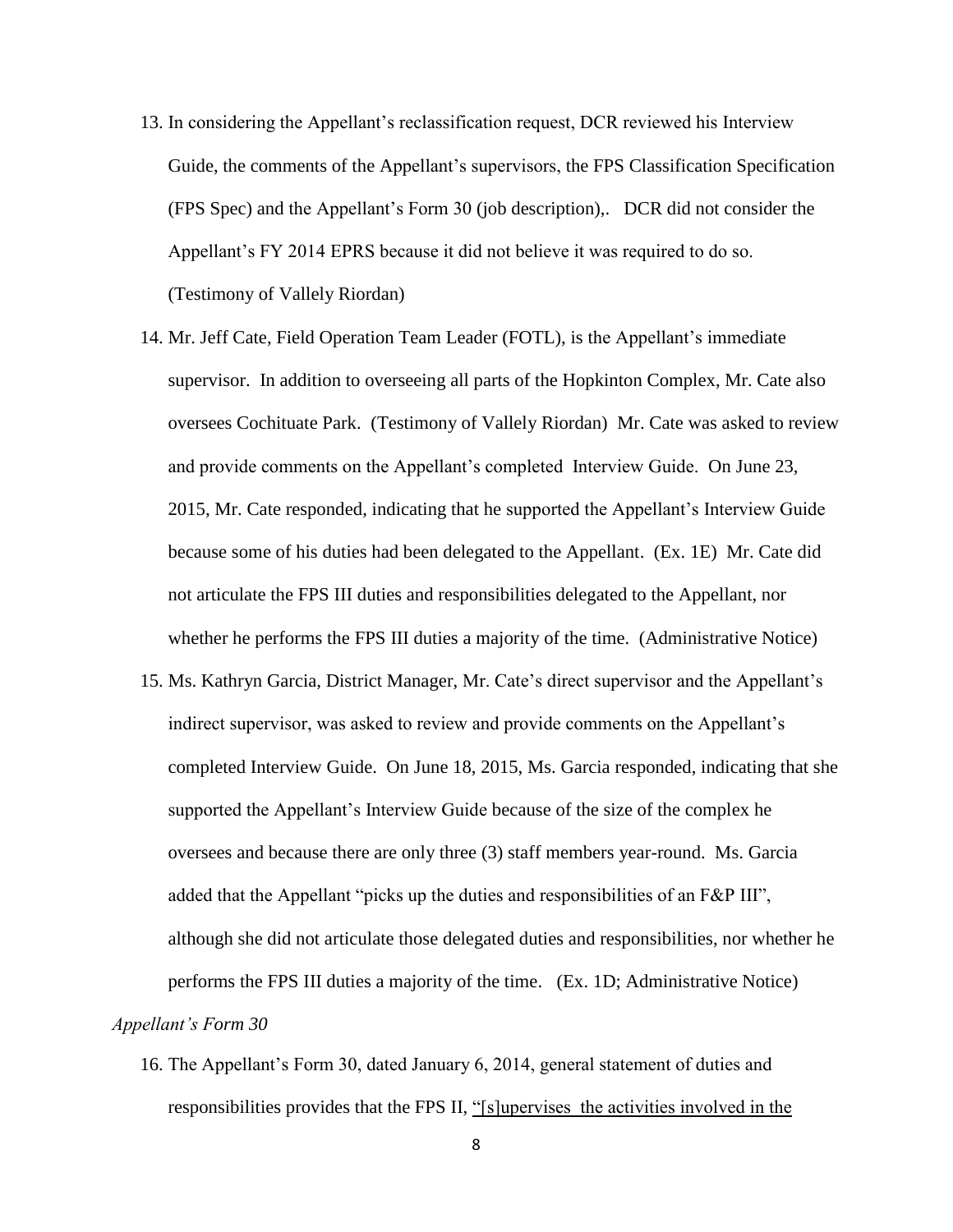13. In considering the Appellant's reclassification request, DCR reviewed his Interview Guide, the comments of the Appellant's supervisors, the FPS Classification Specification (FPS Spec) and the Appellant's Form 30 (job description),. DCR did not consider the Appellant's FY 2014 EPRS because it did not believe it was required to do so. (Testimony of Vallely Riordan)

14. Mr. Jeff Cate, Field Operation Team Leader (FOTL), is the Appellant's immediate supervisor. In addition to overseeing all parts of the Hopkinton Complex, Mr. Cate also oversees Cochituate Park. (Testimony of Vallely Riordan) Mr. Cate was asked to review and provide comments on the Appellant's completed Interview Guide. On June 23, 2015, Mr. Cate responded, indicating that he supported the Appellant's Interview Guide because some of his duties had been delegated to the Appellant. (Ex. 1E) Mr. Cate did not articulate the FPS III duties and responsibilities delegated to the Appellant, nor whether he performs the FPS III duties a majority of the time. (Administrative Notice)

15. Ms. Kathryn Garcia, District Manager, Mr. Cate's direct supervisor and the Appellant's indirect supervisor, was asked to review and provide comments on the Appellant's completed Interview Guide. On June 18, 2015, Ms. Garcia responded, indicating that she supported the Appellant's Interview Guide because of the size of the complex he oversees and because there are only three (3) staff members year-round. Ms. Garcia added that the Appellant "picks up the duties and responsibilities of an F&P III", although she did not articulate those delegated duties and responsibilities, nor whether he performs the FPS III duties a majority of the time. (Ex. 1D; Administrative Notice)

*Appellant's Form 30*

16. The Appellant's Form 30, dated January 6, 2014, general statement of duties and responsibilities provides that the FPS II, <u>"[s]upervises the activities involved in the</u>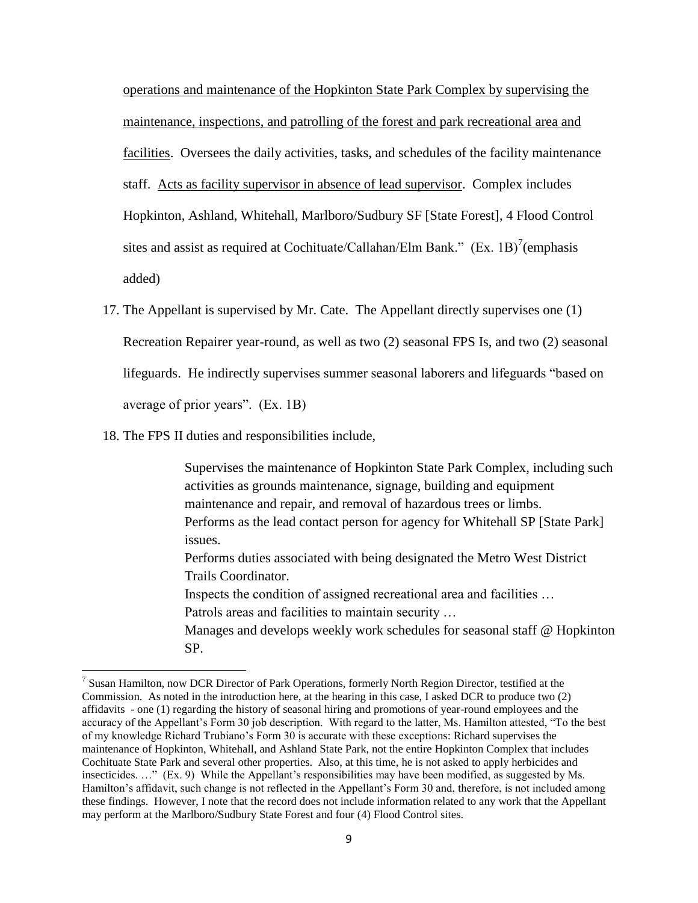operations and maintenance of the Hopkinton State Park Complex by supervising the maintenance, inspections, and patrolling of the forest and park recreational area and facilities. Oversees the daily activities, tasks, and schedules of the facility maintenance staff. Acts as facility supervisor in absence of lead supervisor. Complex includes Hopkinton, Ashland, Whitehall, Marlboro/Sudbury SF [State Forest], 4 Flood Control sites and assist as required at Cochituate/Callahan/Elm Bank." (Ex. 1B)[7](emphasis added)

17. The Appellant is supervised by Mr. Cate. The Appellant directly supervises one (1) Recreation Repairer year-round, as well as two (2) seasonal FPS Is, and two (2) seasonal lifeguards. He indirectly supervises summer seasonal laborers and lifeguards "based on average of prior years". (Ex. 1B)

18. The FPS II duties and responsibilities include,

> Supervises the maintenance of Hopkinton State Park Complex, including such activities as grounds maintenance, signage, building and equipment maintenance and repair, and removal of hazardous trees or limbs.
> Performs as the lead contact person for agency for Whitehall SP [State Park] issues.
> Performs duties associated with being designated the Metro West District Trails Coordinator.
> Inspects the condition of assigned recreational area and facilities …
> Patrols areas and facilities to maintain security …
> Manages and develops weekly work schedules for seasonal staff @ Hopkinton SP.

---

[7] Susan Hamilton, now DCR Director of Park Operations, formerly North Region Director, testified at the Commission. As noted in the introduction here, at the hearing in this case, I asked DCR to produce two (2) affidavits - one (1) regarding the history of seasonal hiring and promotions of year-round employees and the accuracy of the Appellant's Form 30 job description. With regard to the latter, Ms. Hamilton attested, "To the best of my knowledge Richard Trubiano's Form 30 is accurate with these exceptions: Richard supervises the maintenance of Hopkinton, Whitehall, and Ashland State Park, not the entire Hopkinton Complex that includes Cochituate State Park and several other properties. Also, at this time, he is not asked to apply herbicides and insecticides. …" (Ex. 9) While the Appellant's responsibilities may have been modified, as suggested by Ms. Hamilton's affidavit, such change is not reflected in the Appellant's Form 30 and, therefore, is not included among these findings. However, I note that the record does not include information related to any work that the Appellant may perform at the Marlboro/Sudbury State Forest and four (4) Flood Control sites.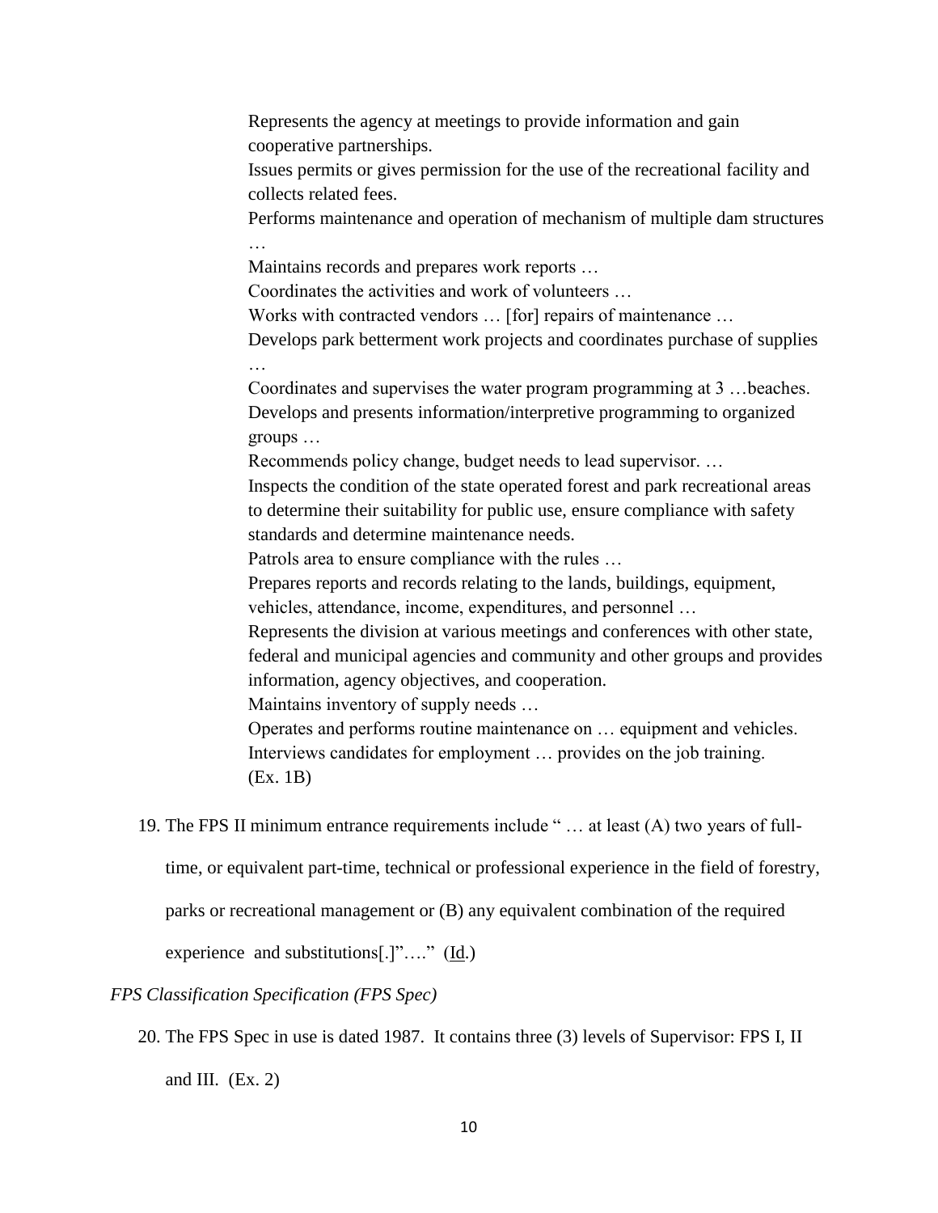> Represents the agency at meetings to provide information and gain cooperative partnerships.
> Issues permits or gives permission for the use of the recreational facility and collects related fees.
> Performs maintenance and operation of mechanism of multiple dam structures …
> Maintains records and prepares work reports …
> Coordinates the activities and work of volunteers …
> Works with contracted vendors … [for] repairs of maintenance …
> Develops park betterment work projects and coordinates purchase of supplies …
> Coordinates and supervises the water program programming at 3 …beaches.
> Develops and presents information/interpretive programming to organized groups …
> Recommends policy change, budget needs to lead supervisor. …
> Inspects the condition of the state operated forest and park recreational areas to determine their suitability for public use, ensure compliance with safety standards and determine maintenance needs.
> Patrols area to ensure compliance with the rules …
> Prepares reports and records relating to the lands, buildings, equipment, vehicles, attendance, income, expenditures, and personnel …
> Represents the division at various meetings and conferences with other state, federal and municipal agencies and community and other groups and provides information, agency objectives, and cooperation.
> Maintains inventory of supply needs …
> Operates and performs routine maintenance on … equipment and vehicles.
> Interviews candidates for employment … provides on the job training.
> (Ex. 1B)

19. The FPS II minimum entrance requirements include " … at least (A) two years of full-time, or equivalent part-time, technical or professional experience in the field of forestry, parks or recreational management or (B) any equivalent combination of the required experience and substitutions[.]"…." (Id.)

*FPS Classification Specification (FPS Spec)*

20. The FPS Spec in use is dated 1987. It contains three (3) levels of Supervisor: FPS I, II and III. (Ex. 2)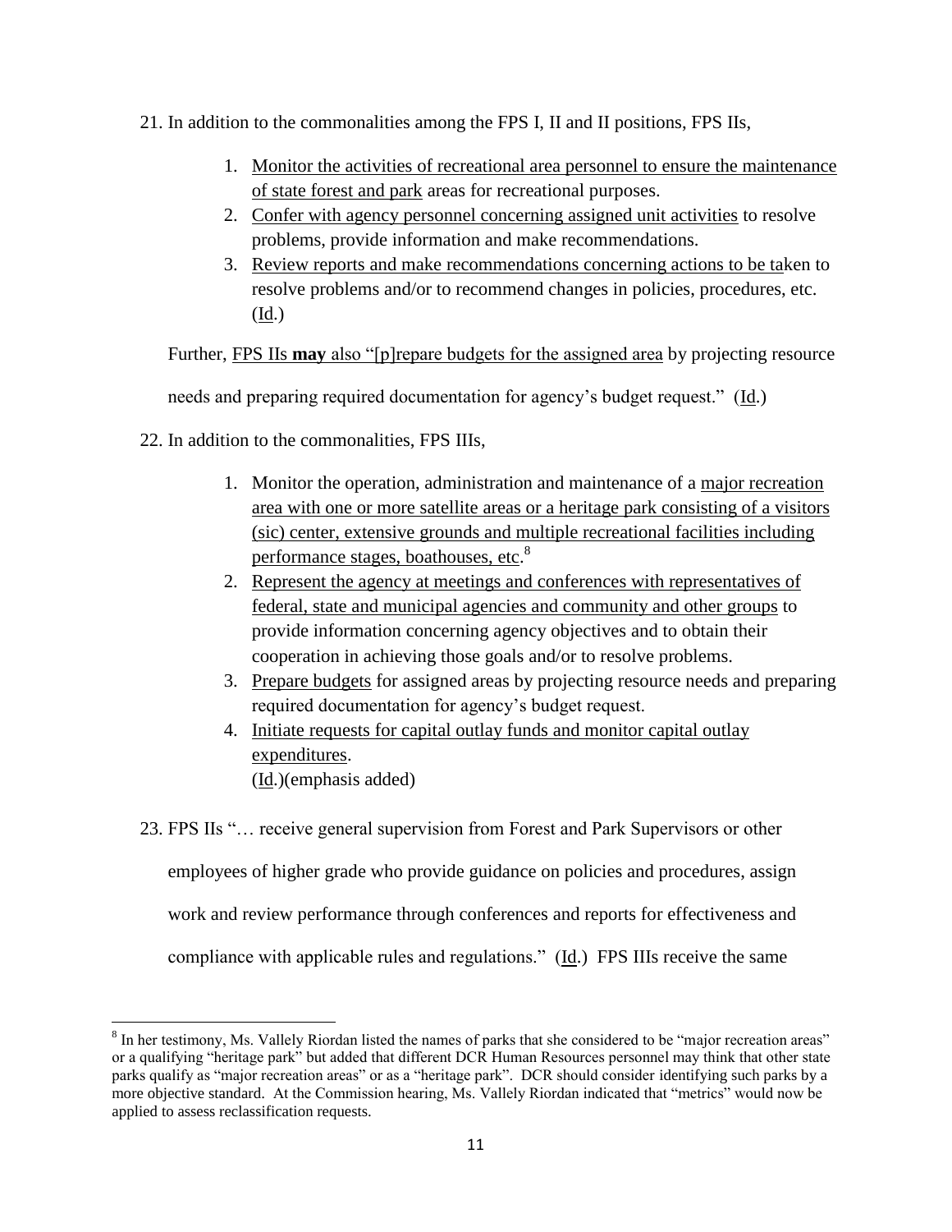21. In addition to the commonalities among the FPS I, II and II positions, FPS IIs,

    1. Monitor the activities of recreational area personnel to ensure the maintenance of state forest and park areas for recreational purposes.
    2. Confer with agency personnel concerning assigned unit activities to resolve problems, provide information and make recommendations.
    3. Review reports and make recommendations concerning actions to be taken to resolve problems and/or to recommend changes in policies, procedures, etc. (Id.)

    Further, FPS IIs **may** also "[p]repare budgets for the assigned area by projecting resource needs and preparing required documentation for agency's budget request." (Id.)

22. In addition to the commonalities, FPS IIIs,

    1. Monitor the operation, administration and maintenance of a major recreation area with one or more satellite areas or a heritage park consisting of a visitors (sic) center, extensive grounds and multiple recreational facilities including performance stages, boathouses, etc.[8]
    2. Represent the agency at meetings and conferences with representatives of federal, state and municipal agencies and community and other groups to provide information concerning agency objectives and to obtain their cooperation in achieving those goals and/or to resolve problems.
    3. Prepare budgets for assigned areas by projecting resource needs and preparing required documentation for agency's budget request.
    4. Initiate requests for capital outlay funds and monitor capital outlay expenditures.
       (Id.)(emphasis added)

23. FPS IIs "… receive general supervision from Forest and Park Supervisors or other employees of higher grade who provide guidance on policies and procedures, assign work and review performance through conferences and reports for effectiveness and compliance with applicable rules and regulations." (Id.) FPS IIIs receive the same

---

[8] In her testimony, Ms. Vallely Riordan listed the names of parks that she considered to be "major recreation areas" or a qualifying "heritage park" but added that different DCR Human Resources personnel may think that other state parks qualify as "major recreation areas" or as a "heritage park". DCR should consider identifying such parks by a more objective standard. At the Commission hearing, Ms. Vallely Riordan indicated that "metrics" would now be applied to assess reclassification requests.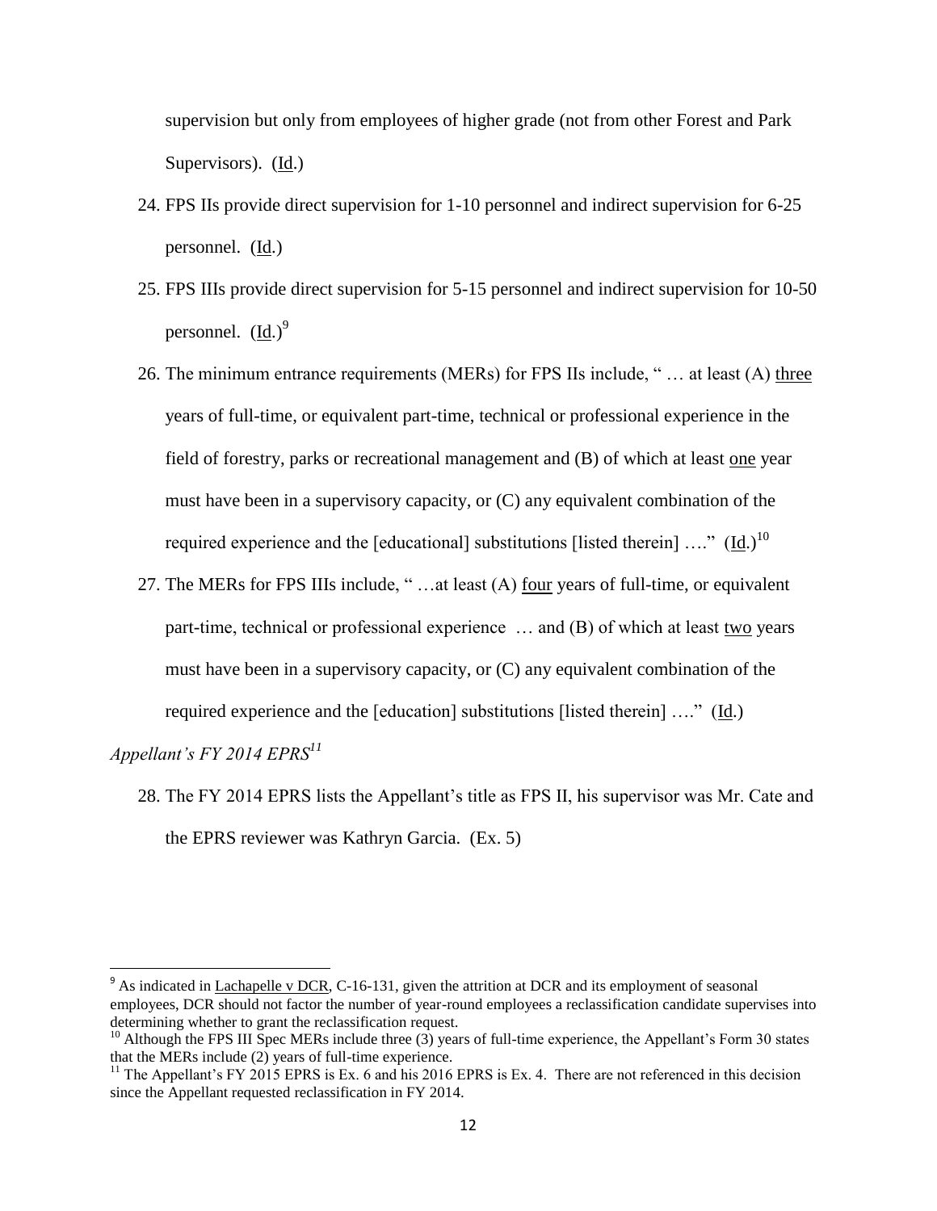supervision but only from employees of higher grade (not from other Forest and Park Supervisors). (Id.)

24. FPS IIs provide direct supervision for 1-10 personnel and indirect supervision for 6-25 personnel. (Id.)

25. FPS IIIs provide direct supervision for 5-15 personnel and indirect supervision for 10-50 personnel. (Id.)[9]

26. The minimum entrance requirements (MERs) for FPS IIs include, " … at least (A) three years of full-time, or equivalent part-time, technical or professional experience in the field of forestry, parks or recreational management and (B) of which at least one year must have been in a supervisory capacity, or (C) any equivalent combination of the required experience and the [educational] substitutions [listed therein] …." (Id.)[10]

27. The MERs for FPS IIIs include, " …at least (A) four years of full-time, or equivalent part-time, technical or professional experience … and (B) of which at least two years must have been in a supervisory capacity, or (C) any equivalent combination of the required experience and the [education] substitutions [listed therein] …." (Id.)

*Appellant's FY 2014 EPRS*[11]

28. The FY 2014 EPRS lists the Appellant's title as FPS II, his supervisor was Mr. Cate and the EPRS reviewer was Kathryn Garcia. (Ex. 5)

---

[9] As indicated in Lachapelle v DCR, C-16-131, given the attrition at DCR and its employment of seasonal employees, DCR should not factor the number of year-round employees a reclassification candidate supervises into determining whether to grant the reclassification request.

[10] Although the FPS III Spec MERs include three (3) years of full-time experience, the Appellant's Form 30 states that the MERs include (2) years of full-time experience.

[11] The Appellant's FY 2015 EPRS is Ex. 6 and his 2016 EPRS is Ex. 4. There are not referenced in this decision since the Appellant requested reclassification in FY 2014.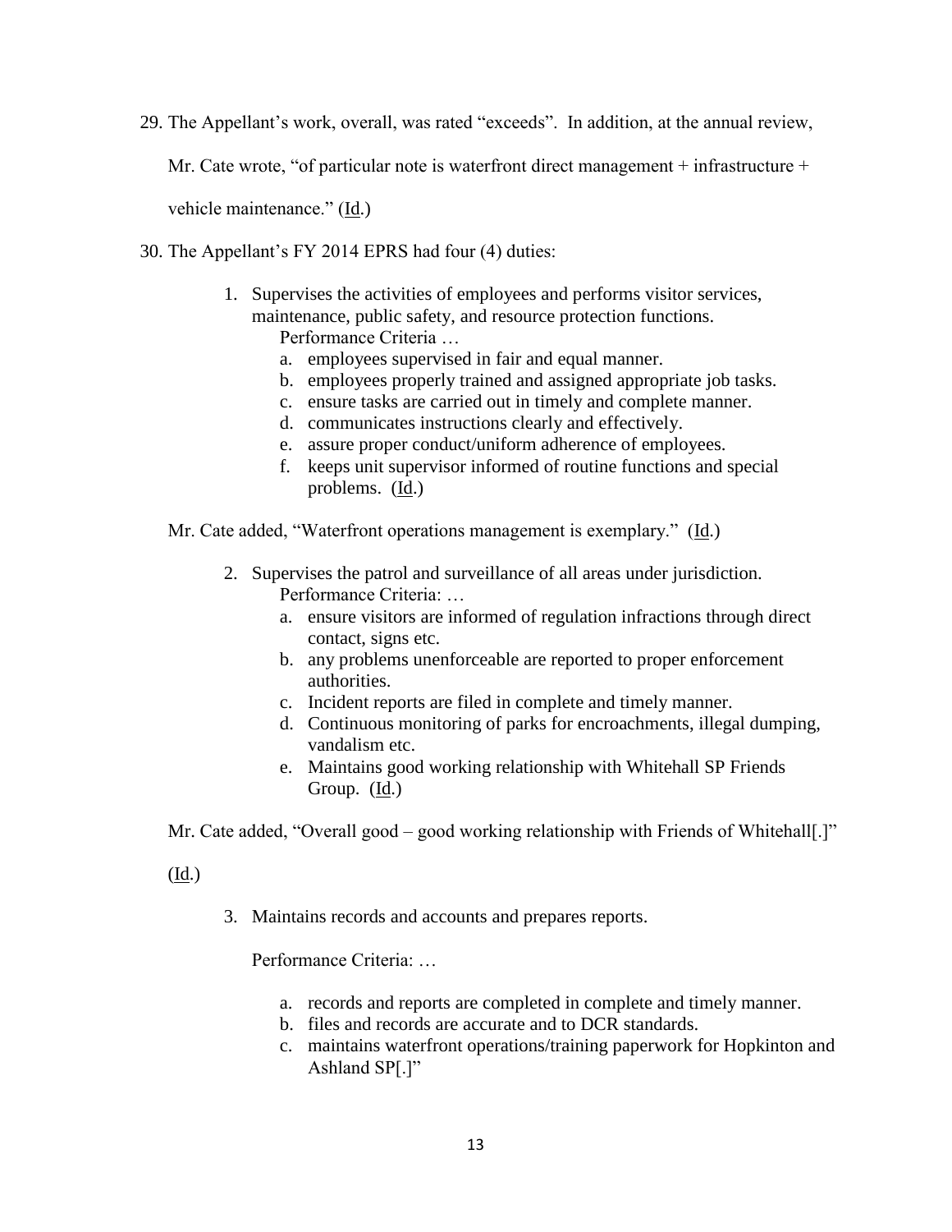29. The Appellant's work, overall, was rated "exceeds". In addition, at the annual review, Mr. Cate wrote, "of particular note is waterfront direct management + infrastructure + vehicle maintenance." (Id.)

30. The Appellant's FY 2014 EPRS had four (4) duties:

    1. Supervises the activities of employees and performs visitor services, maintenance, public safety, and resource protection functions.
       Performance Criteria …
       a. employees supervised in fair and equal manner.
       b. employees properly trained and assigned appropriate job tasks.
       c. ensure tasks are carried out in timely and complete manner.
       d. communicates instructions clearly and effectively.
       e. assure proper conduct/uniform adherence of employees.
       f. keeps unit supervisor informed of routine functions and special problems. (Id.)

    Mr. Cate added, "Waterfront operations management is exemplary." (Id.)

    2. Supervises the patrol and surveillance of all areas under jurisdiction.
       Performance Criteria: …
       a. ensure visitors are informed of regulation infractions through direct contact, signs etc.
       b. any problems unenforceable are reported to proper enforcement authorities.
       c. Incident reports are filed in complete and timely manner.
       d. Continuous monitoring of parks for encroachments, illegal dumping, vandalism etc.
       e. Maintains good working relationship with Whitehall SP Friends Group. (Id.)

    Mr. Cate added, "Overall good – good working relationship with Friends of Whitehall[.]" (Id.)

    3. Maintains records and accounts and prepares reports.

       Performance Criteria: …

       a. records and reports are completed in complete and timely manner.
       b. files and records are accurate and to DCR standards.
       c. maintains waterfront operations/training paperwork for Hopkinton and Ashland SP[.]"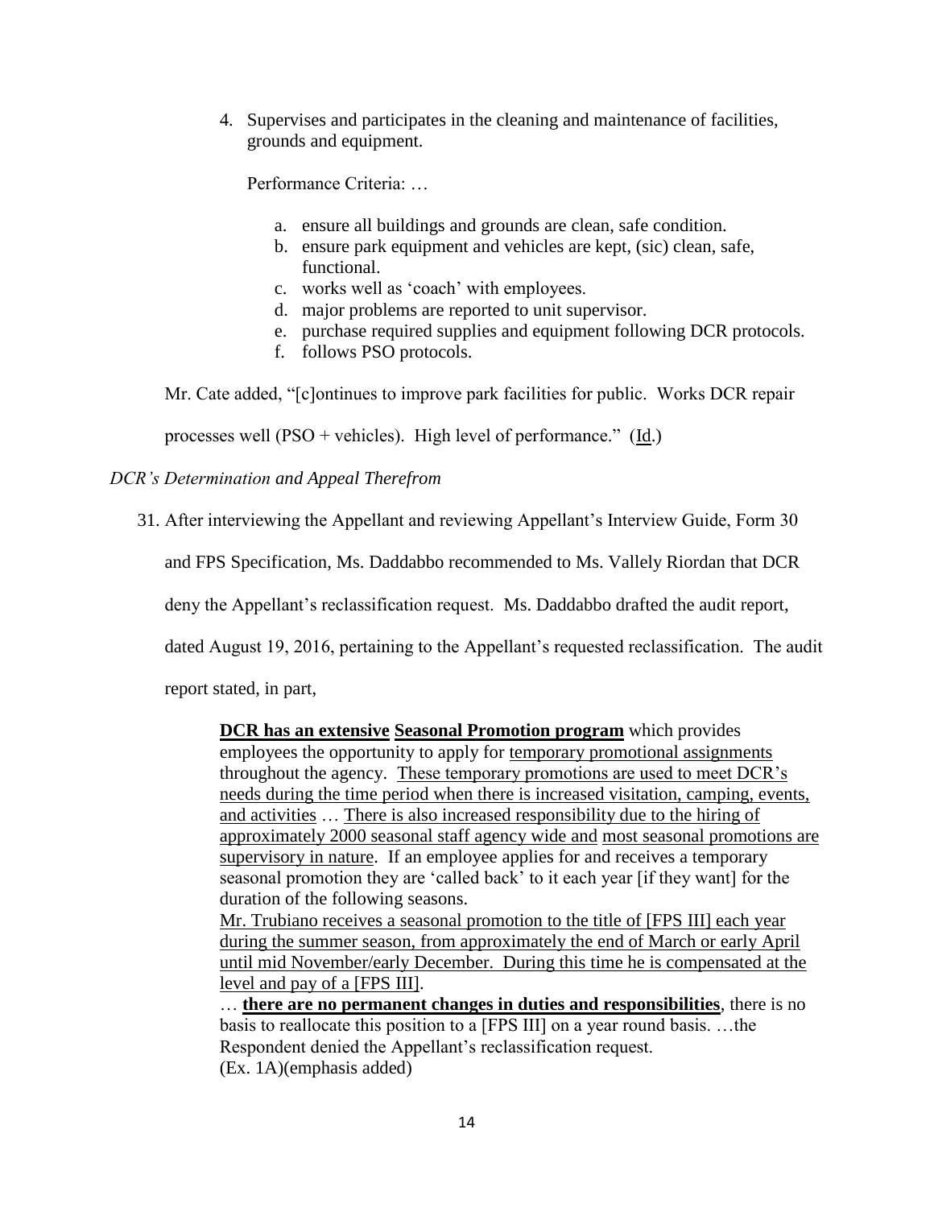4. Supervises and participates in the cleaning and maintenance of facilities, grounds and equipment.

   Performance Criteria: …

   a. ensure all buildings and grounds are clean, safe condition.
   b. ensure park equipment and vehicles are kept, (sic) clean, safe, functional.
   c. works well as 'coach' with employees.
   d. major problems are reported to unit supervisor.
   e. purchase required supplies and equipment following DCR protocols.
   f. follows PSO protocols.

Mr. Cate added, "[c]ontinues to improve park facilities for public. Works DCR repair processes well (PSO + vehicles). High level of performance." (Id.)

*DCR's Determination and Appeal Therefrom*

31. After interviewing the Appellant and reviewing Appellant's Interview Guide, Form 30 and FPS Specification, Ms. Daddabbo recommended to Ms. Vallely Riordan that DCR deny the Appellant's reclassification request. Ms. Daddabbo drafted the audit report, dated August 19, 2016, pertaining to the Appellant's requested reclassification. The audit report stated, in part,

> **DCR has an extensive Seasonal Promotion program** which provides employees the opportunity to apply for temporary promotional assignments throughout the agency. These temporary promotions are used to meet DCR's needs during the time period when there is increased visitation, camping, events, and activities … There is also increased responsibility due to the hiring of approximately 2000 seasonal staff agency wide and most seasonal promotions are supervisory in nature. If an employee applies for and receives a temporary seasonal promotion they are 'called back' to it each year [if they want] for the duration of the following seasons.
> Mr. Trubiano receives a seasonal promotion to the title of [FPS III] each year during the summer season, from approximately the end of March or early April until mid November/early December. During this time he is compensated at the level and pay of a [FPS III].
> … **there are no permanent changes in duties and responsibilities**, there is no basis to reallocate this position to a [FPS III] on a year round basis. …the Respondent denied the Appellant's reclassification request.
> (Ex. 1A)(emphasis added)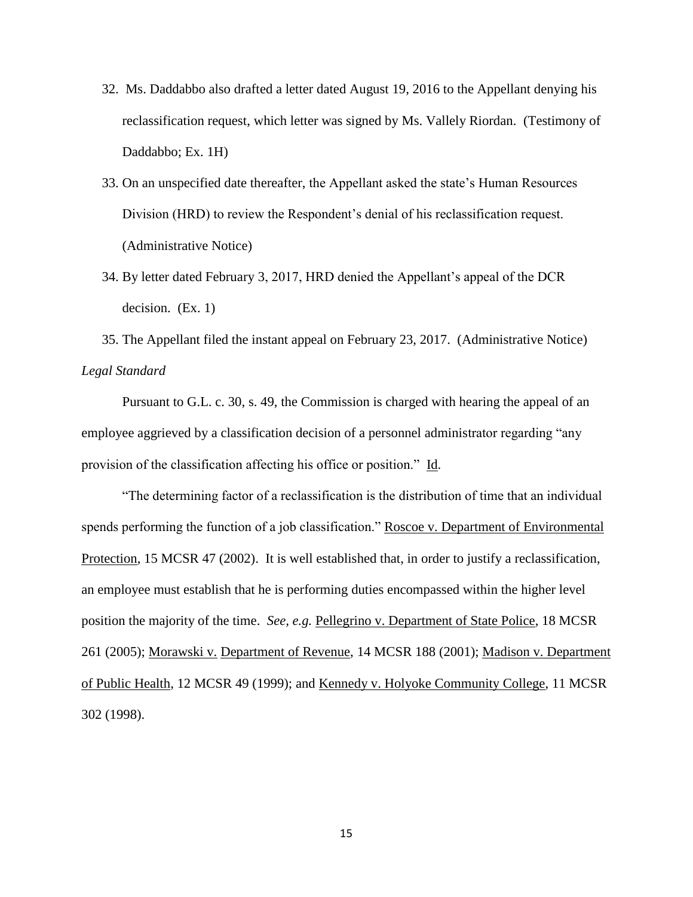32. Ms. Daddabbo also drafted a letter dated August 19, 2016 to the Appellant denying his reclassification request, which letter was signed by Ms. Vallely Riordan. (Testimony of Daddabbo; Ex. 1H)

33. On an unspecified date thereafter, the Appellant asked the state's Human Resources Division (HRD) to review the Respondent's denial of his reclassification request. (Administrative Notice)

34. By letter dated February 3, 2017, HRD denied the Appellant's appeal of the DCR decision. (Ex. 1)

35. The Appellant filed the instant appeal on February 23, 2017. (Administrative Notice)

*Legal Standard*

Pursuant to G.L. c. 30, s. 49, the Commission is charged with hearing the appeal of an employee aggrieved by a classification decision of a personnel administrator regarding "any provision of the classification affecting his office or position." Id.

"The determining factor of a reclassification is the distribution of time that an individual spends performing the function of a job classification." Roscoe v. Department of Environmental Protection, 15 MCSR 47 (2002). It is well established that, in order to justify a reclassification, an employee must establish that he is performing duties encompassed within the higher level position the majority of the time. *See, e.g.* Pellegrino v. Department of State Police, 18 MCSR 261 (2005); Morawski v. Department of Revenue, 14 MCSR 188 (2001); Madison v. Department of Public Health, 12 MCSR 49 (1999); and Kennedy v. Holyoke Community College, 11 MCSR 302 (1998).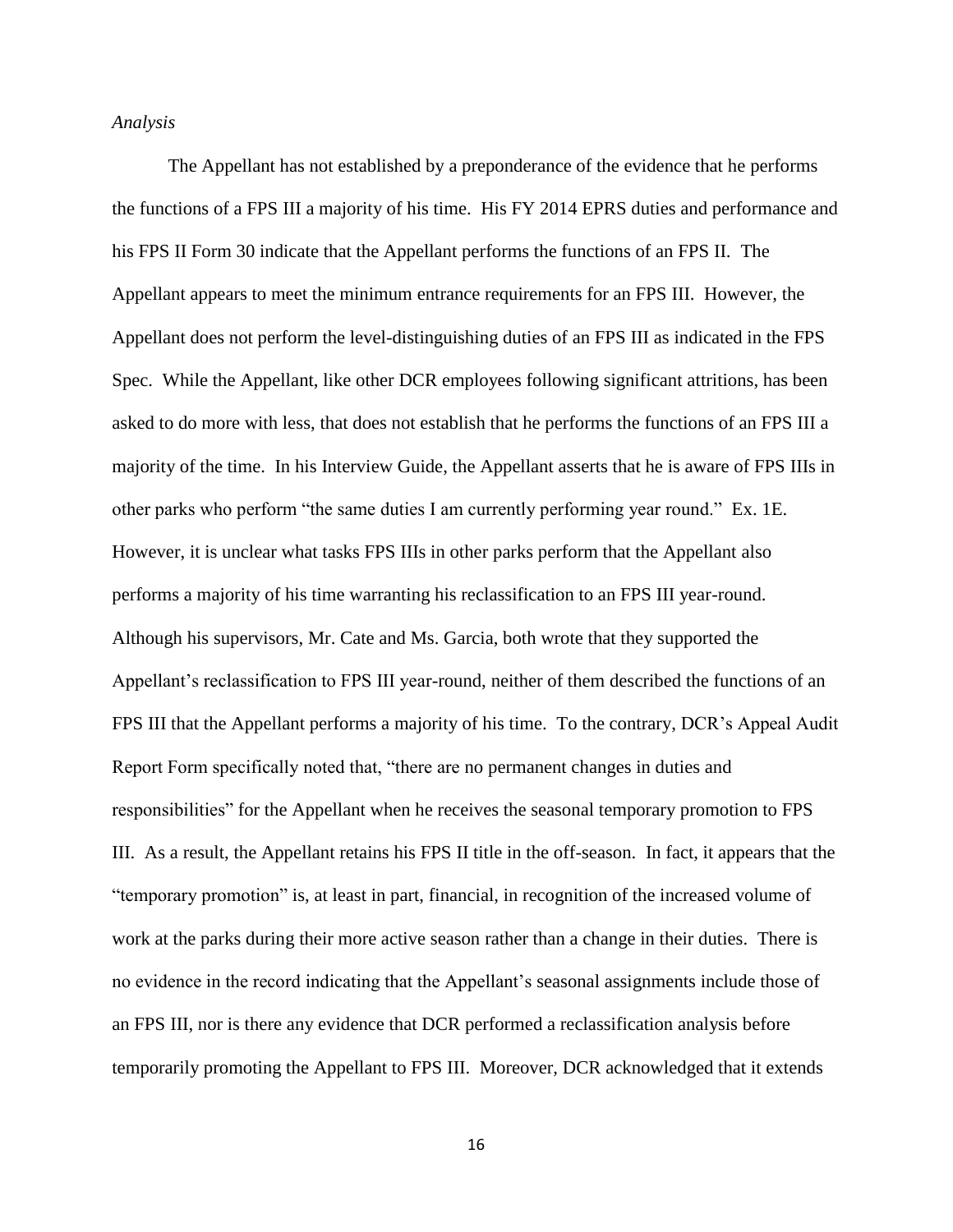*Analysis*

The Appellant has not established by a preponderance of the evidence that he performs the functions of a FPS III a majority of his time. His FY 2014 EPRS duties and performance and his FPS II Form 30 indicate that the Appellant performs the functions of an FPS II. The Appellant appears to meet the minimum entrance requirements for an FPS III. However, the Appellant does not perform the level-distinguishing duties of an FPS III as indicated in the FPS Spec. While the Appellant, like other DCR employees following significant attritions, has been asked to do more with less, that does not establish that he performs the functions of an FPS III a majority of the time. In his Interview Guide, the Appellant asserts that he is aware of FPS IIIs in other parks who perform "the same duties I am currently performing year round." Ex. 1E. However, it is unclear what tasks FPS IIIs in other parks perform that the Appellant also performs a majority of his time warranting his reclassification to an FPS III year-round. Although his supervisors, Mr. Cate and Ms. Garcia, both wrote that they supported the Appellant's reclassification to FPS III year-round, neither of them described the functions of an FPS III that the Appellant performs a majority of his time. To the contrary, DCR's Appeal Audit Report Form specifically noted that, "there are no permanent changes in duties and responsibilities" for the Appellant when he receives the seasonal temporary promotion to FPS III. As a result, the Appellant retains his FPS II title in the off-season. In fact, it appears that the "temporary promotion" is, at least in part, financial, in recognition of the increased volume of work at the parks during their more active season rather than a change in their duties. There is no evidence in the record indicating that the Appellant's seasonal assignments include those of an FPS III, nor is there any evidence that DCR performed a reclassification analysis before temporarily promoting the Appellant to FPS III. Moreover, DCR acknowledged that it extends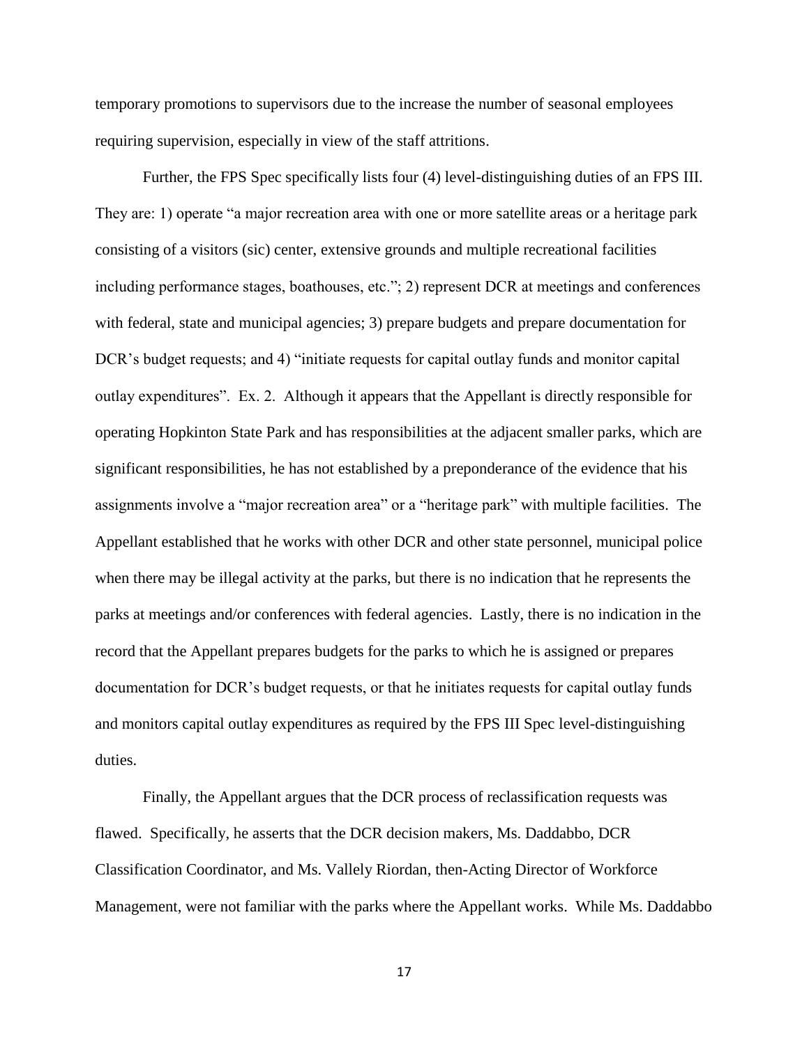temporary promotions to supervisors due to the increase the number of seasonal employees requiring supervision, especially in view of the staff attritions.

Further, the FPS Spec specifically lists four (4) level-distinguishing duties of an FPS III. They are: 1) operate "a major recreation area with one or more satellite areas or a heritage park consisting of a visitors (sic) center, extensive grounds and multiple recreational facilities including performance stages, boathouses, etc."; 2) represent DCR at meetings and conferences with federal, state and municipal agencies; 3) prepare budgets and prepare documentation for DCR's budget requests; and 4) "initiate requests for capital outlay funds and monitor capital outlay expenditures". Ex. 2. Although it appears that the Appellant is directly responsible for operating Hopkinton State Park and has responsibilities at the adjacent smaller parks, which are significant responsibilities, he has not established by a preponderance of the evidence that his assignments involve a "major recreation area" or a "heritage park" with multiple facilities. The Appellant established that he works with other DCR and other state personnel, municipal police when there may be illegal activity at the parks, but there is no indication that he represents the parks at meetings and/or conferences with federal agencies. Lastly, there is no indication in the record that the Appellant prepares budgets for the parks to which he is assigned or prepares documentation for DCR's budget requests, or that he initiates requests for capital outlay funds and monitors capital outlay expenditures as required by the FPS III Spec level-distinguishing duties.

Finally, the Appellant argues that the DCR process of reclassification requests was flawed. Specifically, he asserts that the DCR decision makers, Ms. Daddabbo, DCR Classification Coordinator, and Ms. Vallely Riordan, then-Acting Director of Workforce Management, were not familiar with the parks where the Appellant works. While Ms. Daddabbo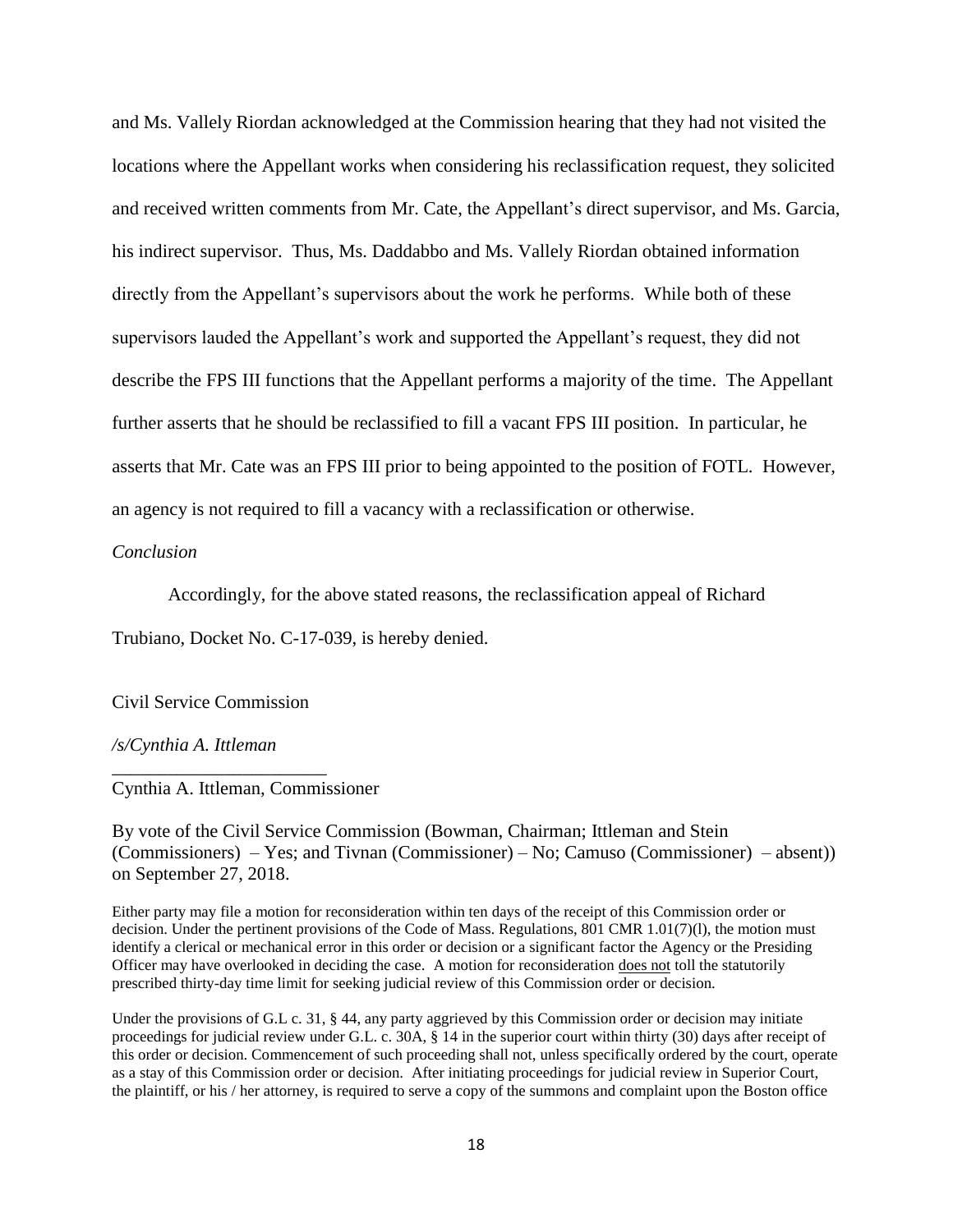and Ms. Vallely Riordan acknowledged at the Commission hearing that they had not visited the locations where the Appellant works when considering his reclassification request, they solicited and received written comments from Mr. Cate, the Appellant's direct supervisor, and Ms. Garcia, his indirect supervisor. Thus, Ms. Daddabbo and Ms. Vallely Riordan obtained information directly from the Appellant's supervisors about the work he performs. While both of these supervisors lauded the Appellant's work and supported the Appellant's request, they did not describe the FPS III functions that the Appellant performs a majority of the time. The Appellant further asserts that he should be reclassified to fill a vacant FPS III position. In particular, he asserts that Mr. Cate was an FPS III prior to being appointed to the position of FOTL. However, an agency is not required to fill a vacancy with a reclassification or otherwise.

*Conclusion*

Accordingly, for the above stated reasons, the reclassification appeal of Richard Trubiano, Docket No. C-17-039, is hereby denied.

Civil Service Commission

*/s/Cynthia A. Ittleman*

\_\_\_\_\_\_\_\_\_\_\_\_\_\_\_\_\_\_\_\_\_\_\_\_

Cynthia A. Ittleman, Commissioner

By vote of the Civil Service Commission (Bowman, Chairman; Ittleman and Stein (Commissioners) – Yes; and Tivnan (Commissioner) – No; Camuso (Commissioner) – absent)) on September 27, 2018.

Either party may file a motion for reconsideration within ten days of the receipt of this Commission order or decision. Under the pertinent provisions of the Code of Mass. Regulations, 801 CMR 1.01(7)(l), the motion must identify a clerical or mechanical error in this order or decision or a significant factor the Agency or the Presiding Officer may have overlooked in deciding the case. A motion for reconsideration does not toll the statutorily prescribed thirty-day time limit for seeking judicial review of this Commission order or decision.

Under the provisions of G.L c. 31, § 44, any party aggrieved by this Commission order or decision may initiate proceedings for judicial review under G.L. c. 30A, § 14 in the superior court within thirty (30) days after receipt of this order or decision. Commencement of such proceeding shall not, unless specifically ordered by the court, operate as a stay of this Commission order or decision. After initiating proceedings for judicial review in Superior Court, the plaintiff, or his / her attorney, is required to serve a copy of the summons and complaint upon the Boston office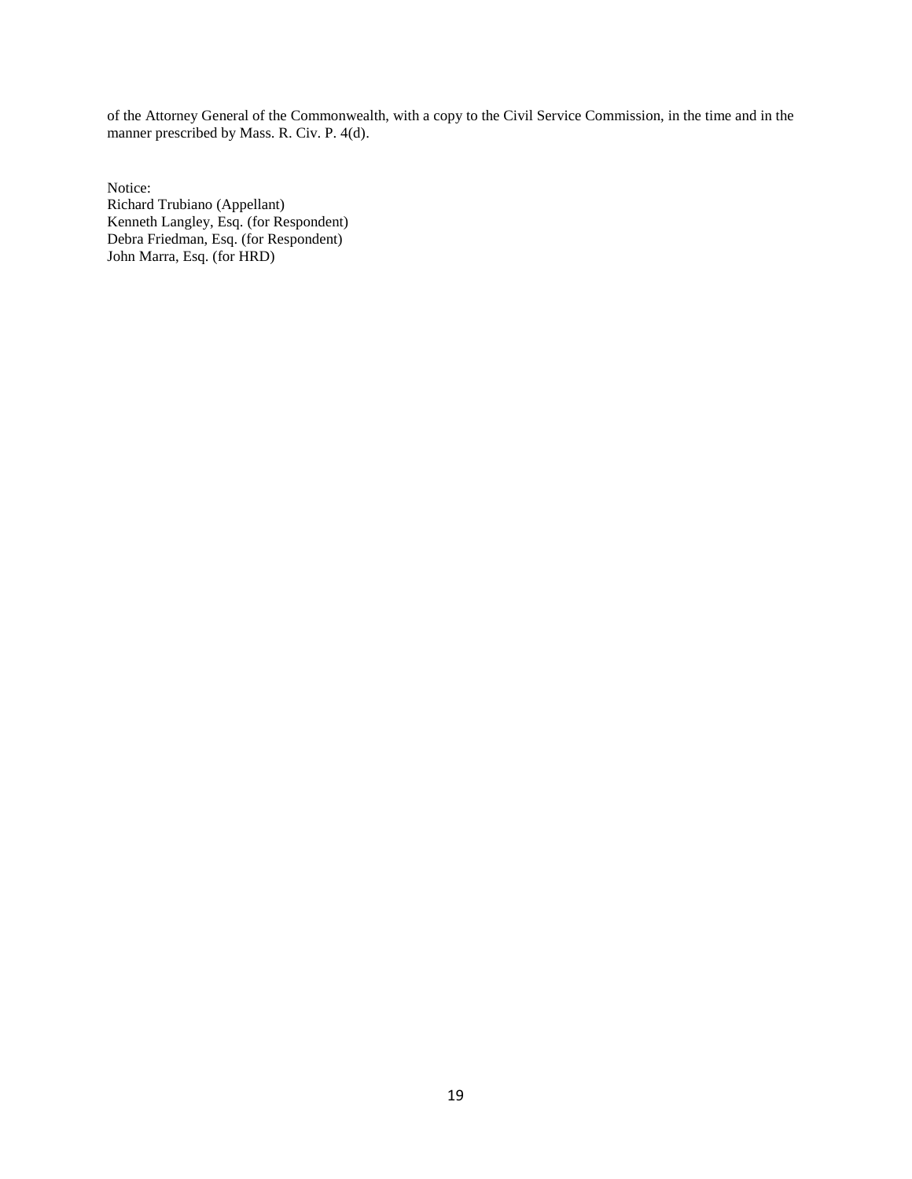of the Attorney General of the Commonwealth, with a copy to the Civil Service Commission, in the time and in the manner prescribed by Mass. R. Civ. P. 4(d).

Notice:
Richard Trubiano (Appellant)
Kenneth Langley, Esq. (for Respondent)
Debra Friedman, Esq. (for Respondent)
John Marra, Esq. (for HRD)